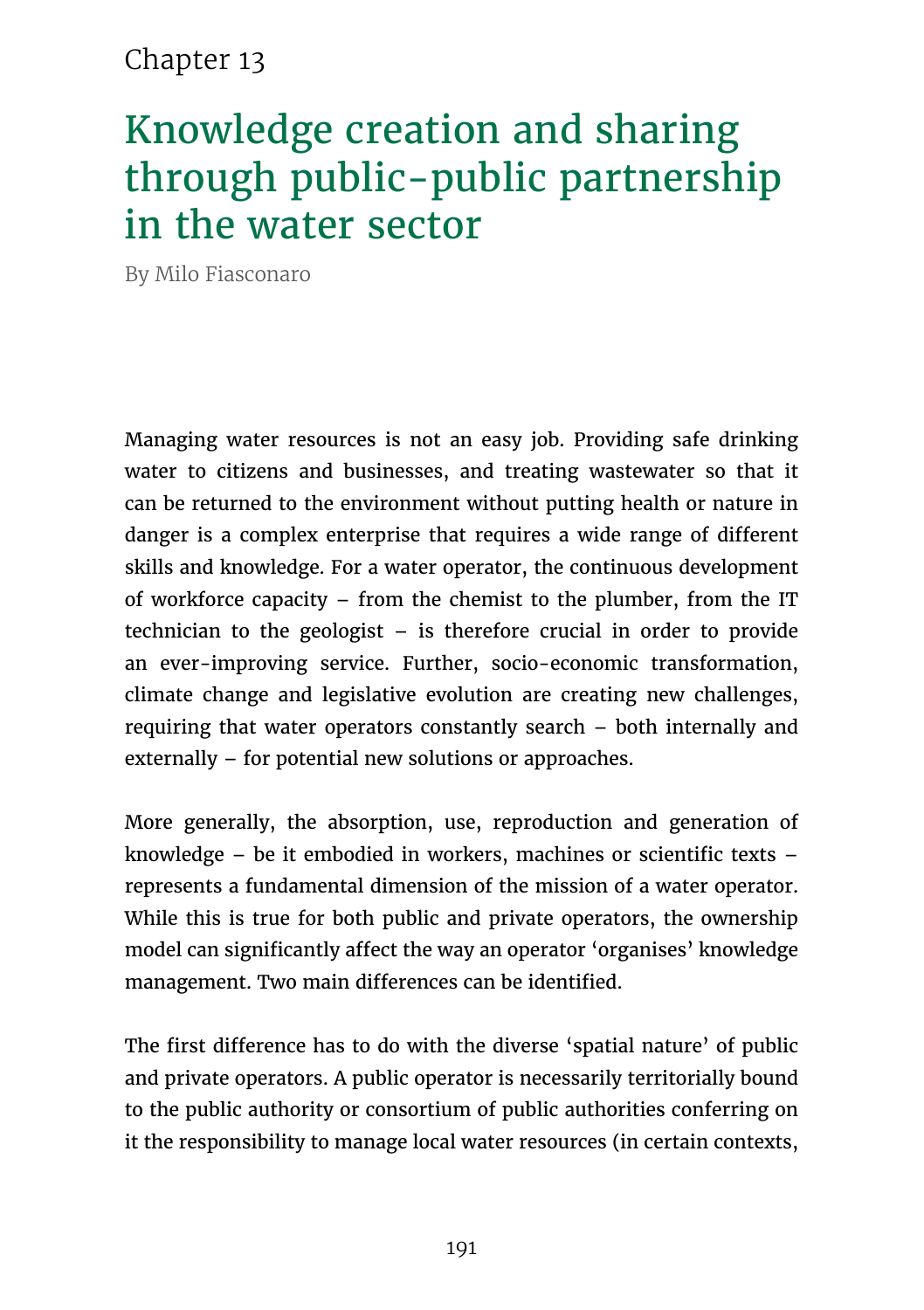Chapter 13

# Knowledge creation and sharing through public-public partnership in the water sector

By Milo Fiasconaro

Managing water resources is not an easy job. Providing safe drinking water to citizens and businesses, and treating wastewater so that it can be returned to the environment without putting health or nature in danger is a complex enterprise that requires a wide range of different skills and knowledge. For a water operator, the continuous development of workforce capacity – from the chemist to the plumber, from the IT technician to the geologist – is therefore crucial in order to provide an ever-improving service. Further, socio-economic transformation, climate change and legislative evolution are creating new challenges, requiring that water operators constantly search – both internally and externally – for potential new solutions or approaches.

More generally, the absorption, use, reproduction and generation of knowledge – be it embodied in workers, machines or scientific texts – represents a fundamental dimension of the mission of a water operator. While this is true for both public and private operators, the ownership model can significantly affect the way an operator 'organises' knowledge management. Two main differences can be identified.

The first difference has to do with the diverse 'spatial nature' of public and private operators. A public operator is necessarily territorially bound to the public authority or consortium of public authorities conferring on it the responsibility to manage local water resources (in certain contexts,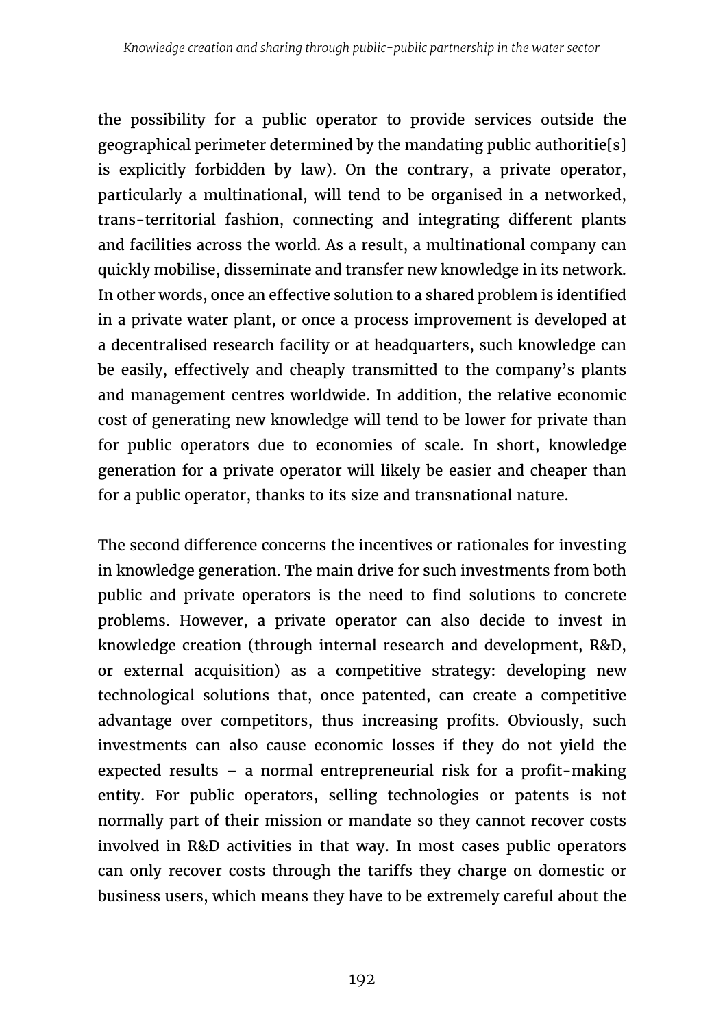the possibility for a public operator to provide services outside the geographical perimeter determined by the mandating public authoritie[s] is explicitly forbidden by law). On the contrary, a private operator, particularly a multinational, will tend to be organised in a networked, trans-territorial fashion, connecting and integrating different plants and facilities across the world. As a result, a multinational company can quickly mobilise, disseminate and transfer new knowledge in its network. In other words, once an effective solution to a shared problem is identified in a private water plant, or once a process improvement is developed at a decentralised research facility or at headquarters, such knowledge can be easily, effectively and cheaply transmitted to the company's plants and management centres worldwide. In addition, the relative economic cost of generating new knowledge will tend to be lower for private than for public operators due to economies of scale. In short, knowledge generation for a private operator will likely be easier and cheaper than for a public operator, thanks to its size and transnational nature.

The second difference concerns the incentives or rationales for investing in knowledge generation. The main drive for such investments from both public and private operators is the need to find solutions to concrete problems. However, a private operator can also decide to invest in knowledge creation (through internal research and development, R&D, or external acquisition) as a competitive strategy: developing new technological solutions that, once patented, can create a competitive advantage over competitors, thus increasing profits. Obviously, such investments can also cause economic losses if they do not yield the expected results – a normal entrepreneurial risk for a profit-making entity. For public operators, selling technologies or patents is not normally part of their mission or mandate so they cannot recover costs involved in R&D activities in that way. In most cases public operators can only recover costs through the tariffs they charge on domestic or business users, which means they have to be extremely careful about the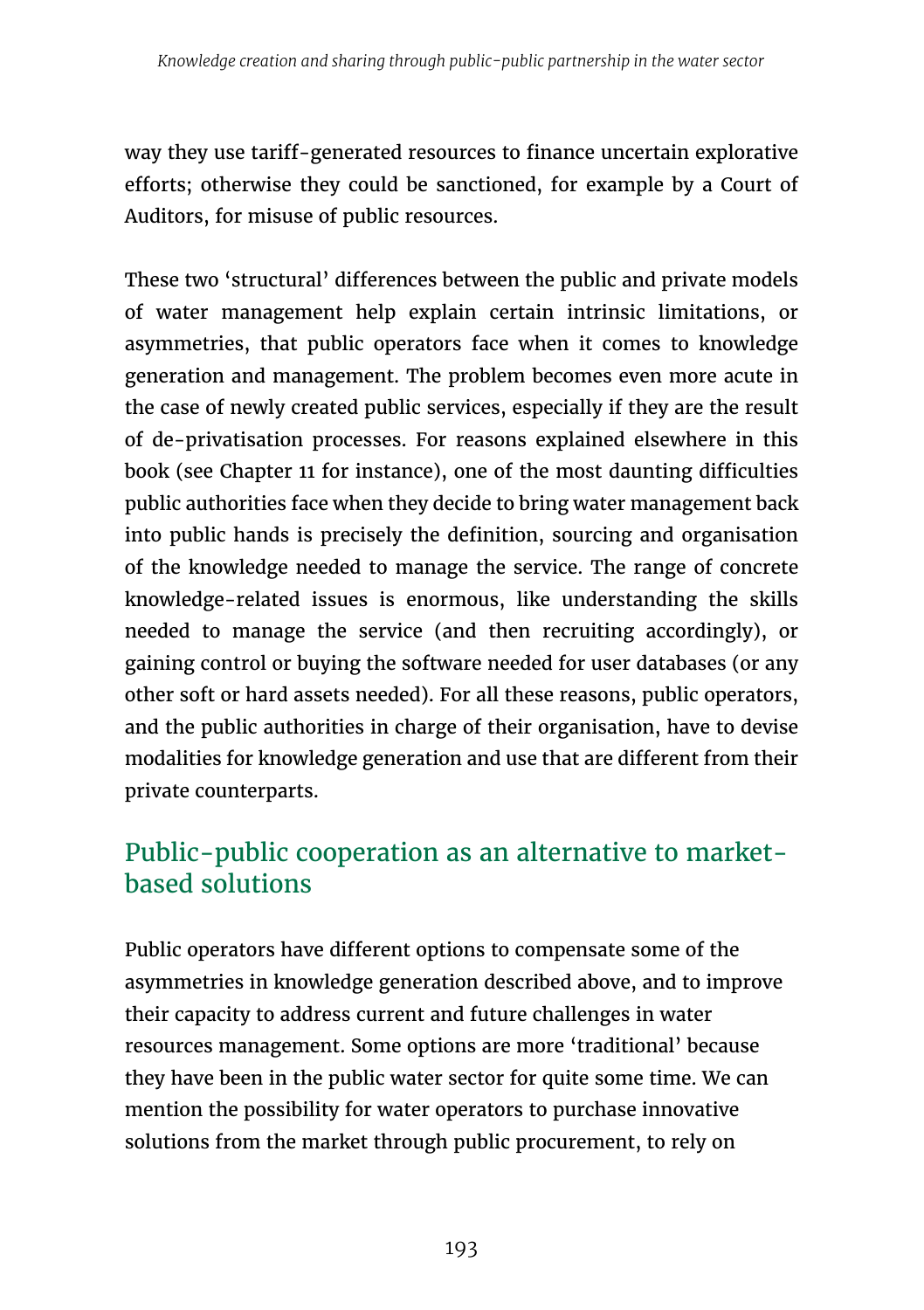way they use tariff-generated resources to finance uncertain explorative efforts; otherwise they could be sanctioned, for example by a Court of Auditors, for misuse of public resources.

These two 'structural' differences between the public and private models of water management help explain certain intrinsic limitations, or asymmetries, that public operators face when it comes to knowledge generation and management. The problem becomes even more acute in the case of newly created public services, especially if they are the result of de-privatisation processes. For reasons explained elsewhere in this book (see Chapter 11 for instance), one of the most daunting difficulties public authorities face when they decide to bring water management back into public hands is precisely the definition, sourcing and organisation of the knowledge needed to manage the service. The range of concrete knowledge-related issues is enormous, like understanding the skills needed to manage the service (and then recruiting accordingly), or gaining control or buying the software needed for user databases (or any other soft or hard assets needed). For all these reasons, public operators, and the public authorities in charge of their organisation, have to devise modalities for knowledge generation and use that are different from their private counterparts.

## Public-public cooperation as an alternative to market-based solutions

Public operators have different options to compensate some of the asymmetries in knowledge generation described above, and to improve their capacity to address current and future challenges in water resources management. Some options are more 'traditional' because they have been in the public water sector for quite some time. We can mention the possibility for water operators to purchase innovative solutions from the market through public procurement, to rely on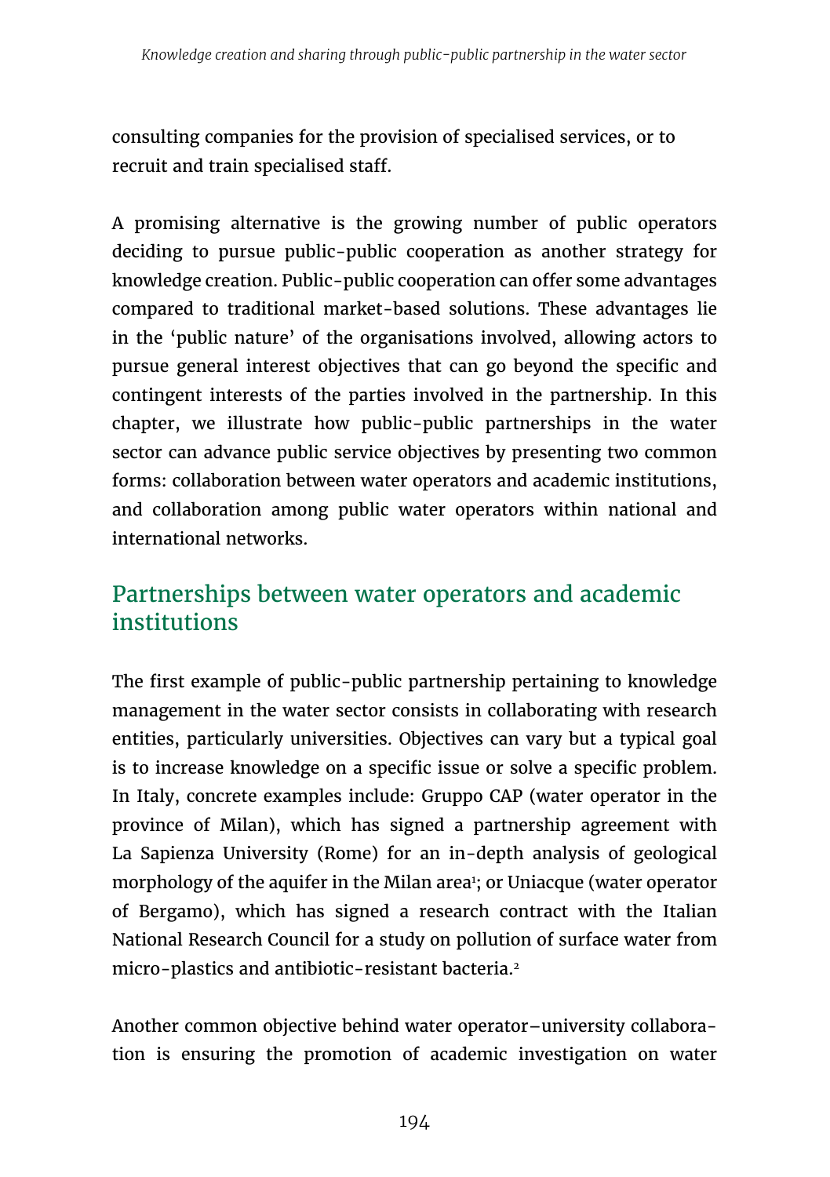consulting companies for the provision of specialised services, or to recruit and train specialised staff.

A promising alternative is the growing number of public operators deciding to pursue public-public cooperation as another strategy for knowledge creation. Public-public cooperation can offer some advantages compared to traditional market-based solutions. These advantages lie in the 'public nature' of the organisations involved, allowing actors to pursue general interest objectives that can go beyond the specific and contingent interests of the parties involved in the partnership. In this chapter, we illustrate how public-public partnerships in the water sector can advance public service objectives by presenting two common forms: collaboration between water operators and academic institutions, and collaboration among public water operators within national and international networks.

## Partnerships between water operators and academic institutions

The first example of public-public partnership pertaining to knowledge management in the water sector consists in collaborating with research entities, particularly universities. Objectives can vary but a typical goal is to increase knowledge on a specific issue or solve a specific problem. In Italy, concrete examples include: Gruppo CAP (water operator in the province of Milan), which has signed a partnership agreement with La Sapienza University (Rome) for an in-depth analysis of geological morphology of the aquifer in the Milan area[1]; or Uniacque (water operator of Bergamo), which has signed a research contract with the Italian National Research Council for a study on pollution of surface water from micro-plastics and antibiotic-resistant bacteria.[2]

Another common objective behind water operator–university collaboration is ensuring the promotion of academic investigation on water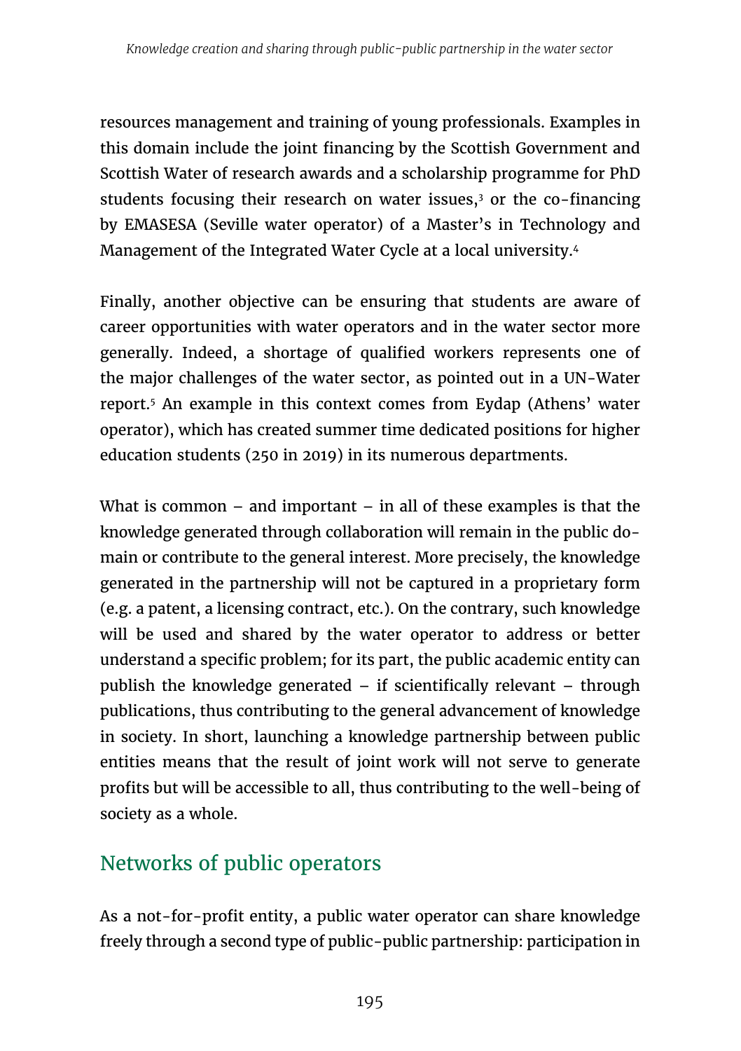resources management and training of young professionals. Examples in this domain include the joint financing by the Scottish Government and Scottish Water of research awards and a scholarship programme for PhD students focusing their research on water issues,[3] or the co-financing by EMASESA (Seville water operator) of a Master's in Technology and Management of the Integrated Water Cycle at a local university.[4]

Finally, another objective can be ensuring that students are aware of career opportunities with water operators and in the water sector more generally. Indeed, a shortage of qualified workers represents one of the major challenges of the water sector, as pointed out in a UN-Water report.[5] An example in this context comes from Eydap (Athens' water operator), which has created summer time dedicated positions for higher education students (250 in 2019) in its numerous departments.

What is common – and important – in all of these examples is that the knowledge generated through collaboration will remain in the public domain or contribute to the general interest. More precisely, the knowledge generated in the partnership will not be captured in a proprietary form (e.g. a patent, a licensing contract, etc.). On the contrary, such knowledge will be used and shared by the water operator to address or better understand a specific problem; for its part, the public academic entity can publish the knowledge generated – if scientifically relevant – through publications, thus contributing to the general advancement of knowledge in society. In short, launching a knowledge partnership between public entities means that the result of joint work will not serve to generate profits but will be accessible to all, thus contributing to the well-being of society as a whole.

## Networks of public operators

As a not-for-profit entity, a public water operator can share knowledge freely through a second type of public-public partnership: participation in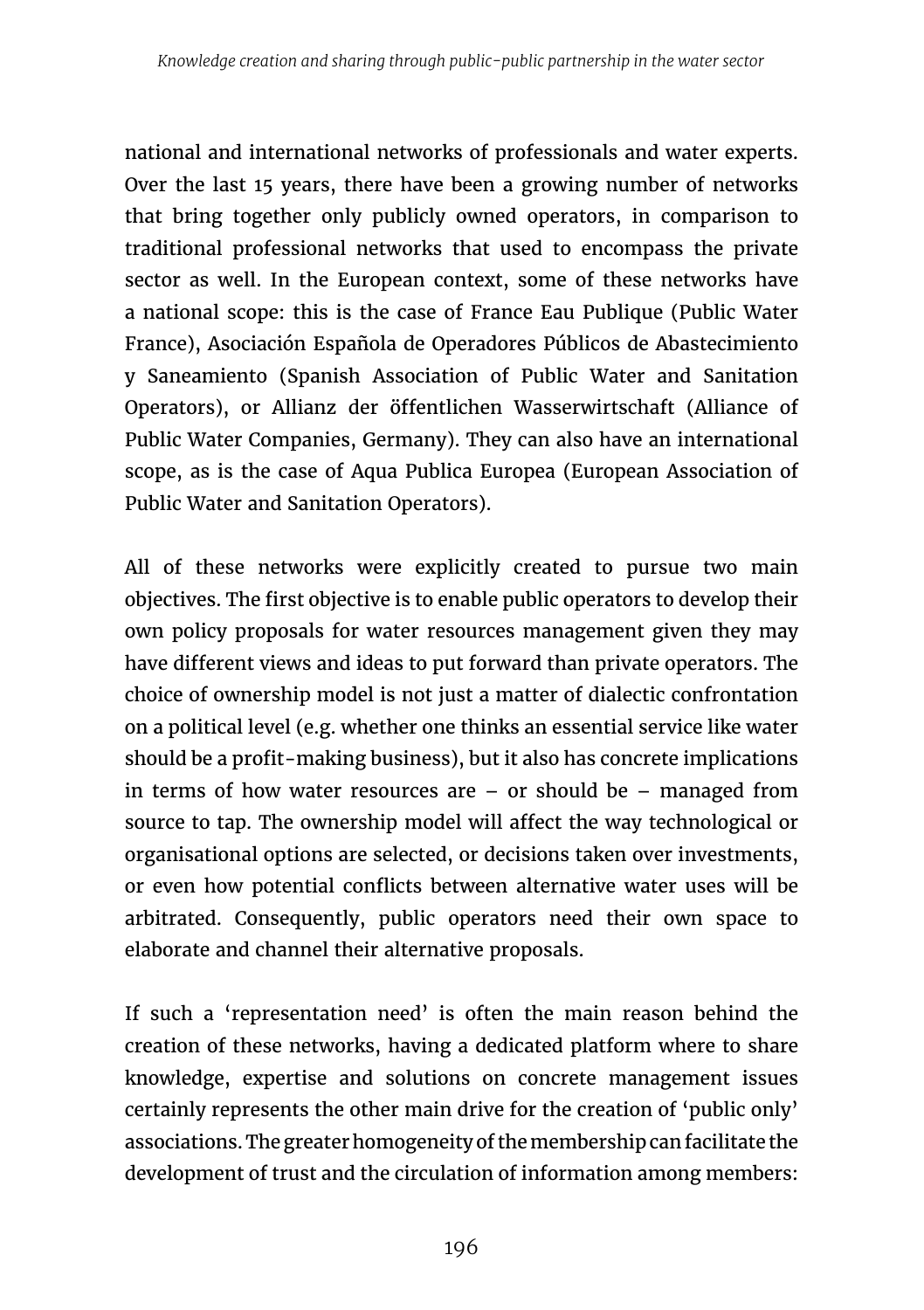national and international networks of professionals and water experts. Over the last 15 years, there have been a growing number of networks that bring together only publicly owned operators, in comparison to traditional professional networks that used to encompass the private sector as well. In the European context, some of these networks have a national scope: this is the case of France Eau Publique (Public Water France), Asociación Española de Operadores Públicos de Abastecimiento y Saneamiento (Spanish Association of Public Water and Sanitation Operators), or Allianz der öffentlichen Wasserwirtschaft (Alliance of Public Water Companies, Germany). They can also have an international scope, as is the case of Aqua Publica Europea (European Association of Public Water and Sanitation Operators).

All of these networks were explicitly created to pursue two main objectives. The first objective is to enable public operators to develop their own policy proposals for water resources management given they may have different views and ideas to put forward than private operators. The choice of ownership model is not just a matter of dialectic confrontation on a political level (e.g. whether one thinks an essential service like water should be a profit-making business), but it also has concrete implications in terms of how water resources are – or should be – managed from source to tap. The ownership model will affect the way technological or organisational options are selected, or decisions taken over investments, or even how potential conflicts between alternative water uses will be arbitrated. Consequently, public operators need their own space to elaborate and channel their alternative proposals.

If such a 'representation need' is often the main reason behind the creation of these networks, having a dedicated platform where to share knowledge, expertise and solutions on concrete management issues certainly represents the other main drive for the creation of 'public only' associations. The greater homogeneity of the membership can facilitate the development of trust and the circulation of information among members: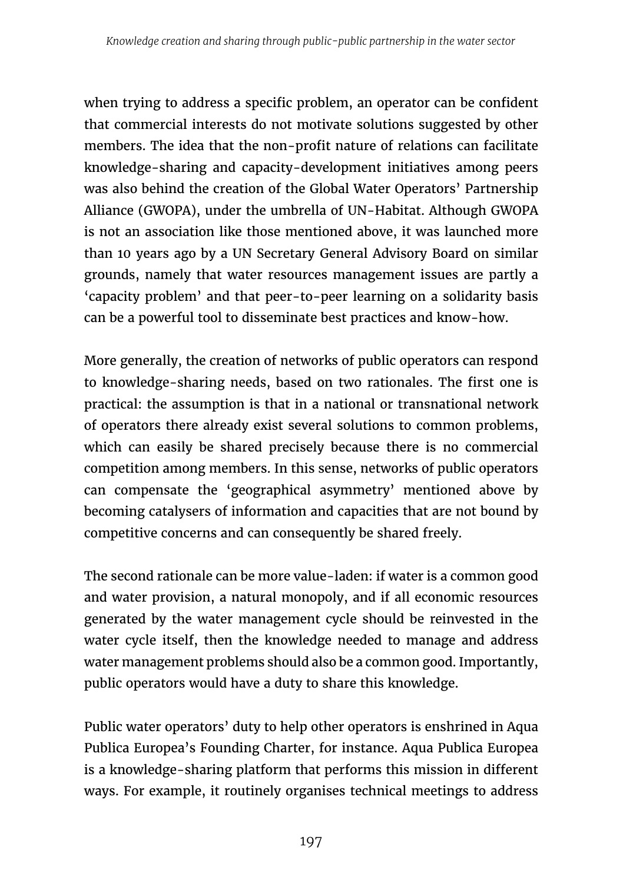when trying to address a specific problem, an operator can be confident that commercial interests do not motivate solutions suggested by other members. The idea that the non-profit nature of relations can facilitate knowledge-sharing and capacity-development initiatives among peers was also behind the creation of the Global Water Operators' Partnership Alliance (GWOPA), under the umbrella of UN-Habitat. Although GWOPA is not an association like those mentioned above, it was launched more than 10 years ago by a UN Secretary General Advisory Board on similar grounds, namely that water resources management issues are partly a 'capacity problem' and that peer-to-peer learning on a solidarity basis can be a powerful tool to disseminate best practices and know-how.

More generally, the creation of networks of public operators can respond to knowledge-sharing needs, based on two rationales. The first one is practical: the assumption is that in a national or transnational network of operators there already exist several solutions to common problems, which can easily be shared precisely because there is no commercial competition among members. In this sense, networks of public operators can compensate the 'geographical asymmetry' mentioned above by becoming catalysers of information and capacities that are not bound by competitive concerns and can consequently be shared freely.

The second rationale can be more value-laden: if water is a common good and water provision, a natural monopoly, and if all economic resources generated by the water management cycle should be reinvested in the water cycle itself, then the knowledge needed to manage and address water management problems should also be a common good. Importantly, public operators would have a duty to share this knowledge.

Public water operators' duty to help other operators is enshrined in Aqua Publica Europea's Founding Charter, for instance. Aqua Publica Europea is a knowledge-sharing platform that performs this mission in different ways. For example, it routinely organises technical meetings to address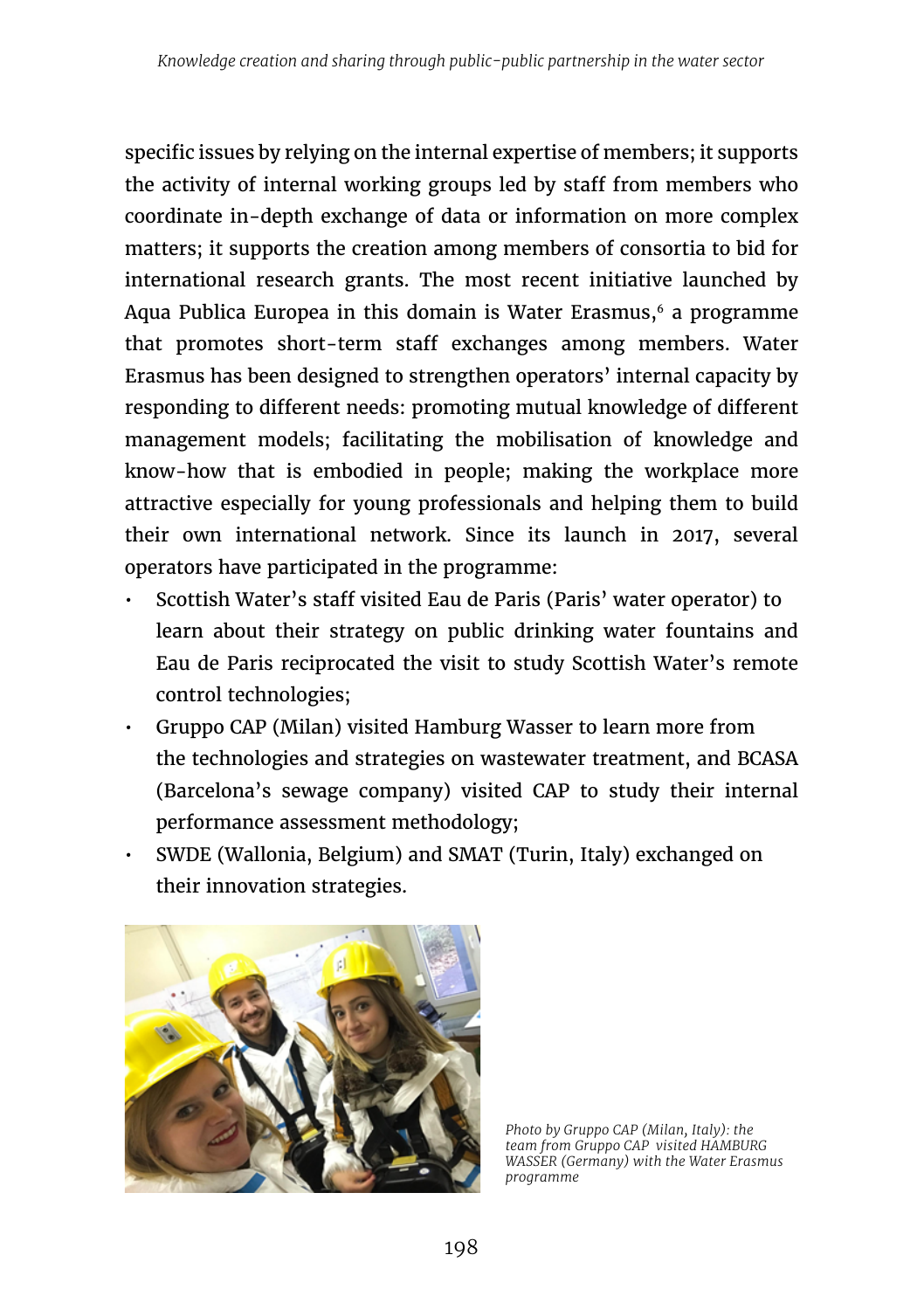specific issues by relying on the internal expertise of members; it supports the activity of internal working groups led by staff from members who coordinate in-depth exchange of data or information on more complex matters; it supports the creation among members of consortia to bid for international research grants. The most recent initiative launched by Aqua Publica Europea in this domain is Water Erasmus,[6] a programme that promotes short-term staff exchanges among members. Water Erasmus has been designed to strengthen operators' internal capacity by responding to different needs: promoting mutual knowledge of different management models; facilitating the mobilisation of knowledge and know-how that is embodied in people; making the workplace more attractive especially for young professionals and helping them to build their own international network. Since its launch in 2017, several operators have participated in the programme:

- Scottish Water's staff visited Eau de Paris (Paris' water operator) to learn about their strategy on public drinking water fountains and Eau de Paris reciprocated the visit to study Scottish Water's remote control technologies;
- Gruppo CAP (Milan) visited Hamburg Wasser to learn more from the technologies and strategies on wastewater treatment, and BCASA (Barcelona's sewage company) visited CAP to study their internal performance assessment methodology;
- SWDE (Wallonia, Belgium) and SMAT (Turin, Italy) exchanged on their innovation strategies.

*Photo by Gruppo CAP (Milan, Italy): the team from Gruppo CAP visited HAMBURG WASSER (Germany) with the Water Erasmus programme*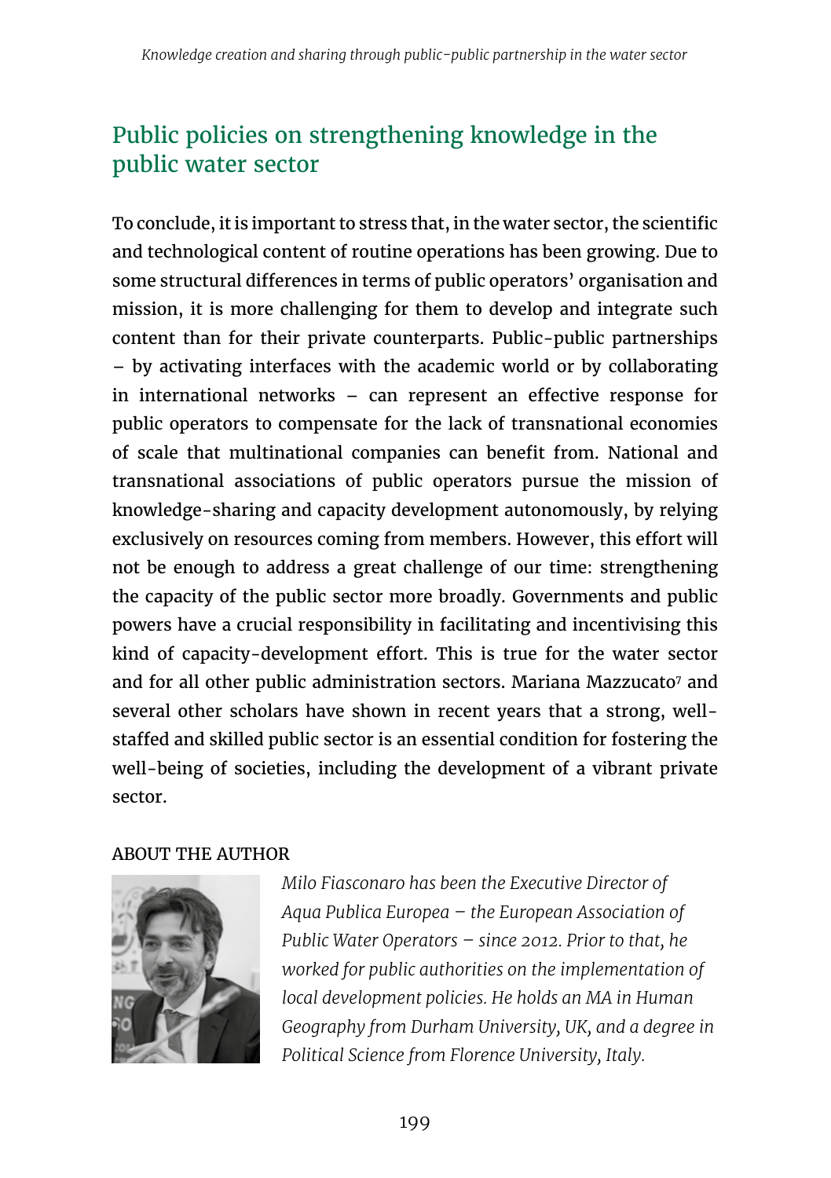## Public policies on strengthening knowledge in the public water sector

To conclude, it is important to stress that, in the water sector, the scientific and technological content of routine operations has been growing. Due to some structural differences in terms of public operators' organisation and mission, it is more challenging for them to develop and integrate such content than for their private counterparts. Public-public partnerships – by activating interfaces with the academic world or by collaborating in international networks – can represent an effective response for public operators to compensate for the lack of transnational economies of scale that multinational companies can benefit from. National and transnational associations of public operators pursue the mission of knowledge-sharing and capacity development autonomously, by relying exclusively on resources coming from members. However, this effort will not be enough to address a great challenge of our time: strengthening the capacity of the public sector more broadly. Governments and public powers have a crucial responsibility in facilitating and incentivising this kind of capacity-development effort. This is true for the water sector and for all other public administration sectors. Mariana Mazzucato[7] and several other scholars have shown in recent years that a strong, well-staffed and skilled public sector is an essential condition for fostering the well-being of societies, including the development of a vibrant private sector.

ABOUT THE AUTHOR

*Milo Fiasconaro has been the Executive Director of Aqua Publica Europea – the European Association of Public Water Operators – since 2012. Prior to that, he worked for public authorities on the implementation of local development policies. He holds an MA in Human Geography from Durham University, UK, and a degree in Political Science from Florence University, Italy.*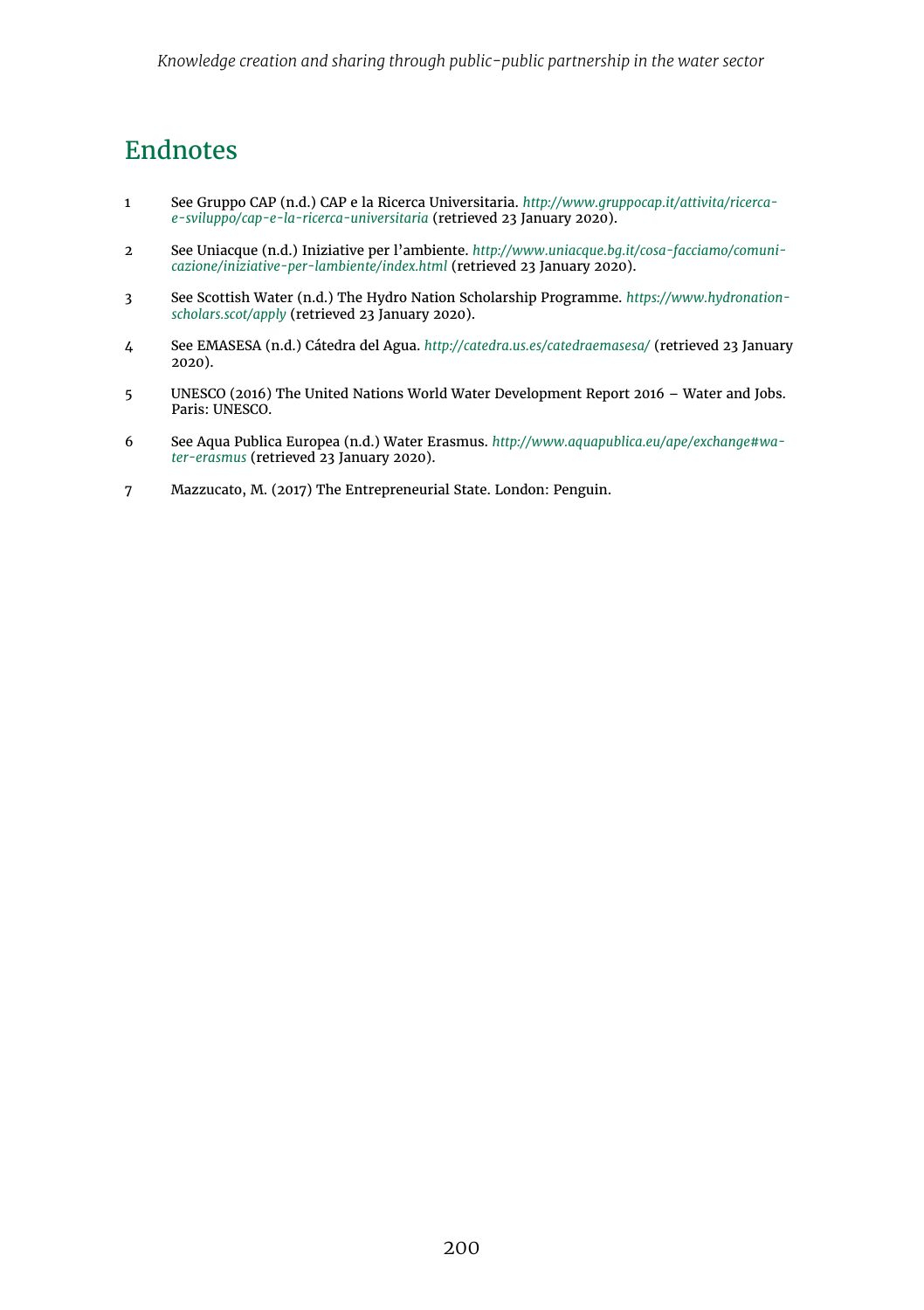## Endnotes

1. See Gruppo CAP (n.d.) CAP e la Ricerca Universitaria. *http://www.gruppocap.it/attivita/ricerca-e-sviluppo/cap-e-la-ricerca-universitaria* (retrieved 23 January 2020).

2. See Uniacque (n.d.) Iniziative per l'ambiente. *http://www.uniacque.bg.it/cosa-facciamo/comunicazione/iniziative-per-lambiente/index.html* (retrieved 23 January 2020).

3. See Scottish Water (n.d.) The Hydro Nation Scholarship Programme. *https://www.hydronationscholars.scot/apply* (retrieved 23 January 2020).

4. See EMASESA (n.d.) Cátedra del Agua. *http://catedra.us.es/catedraemasesa/* (retrieved 23 January 2020).

5. UNESCO (2016) The United Nations World Water Development Report 2016 – Water and Jobs. Paris: UNESCO.

6. See Aqua Publica Europea (n.d.) Water Erasmus. *http://www.aquapublica.eu/ape/exchange#water-erasmus* (retrieved 23 January 2020).

7. Mazzucato, M. (2017) The Entrepreneurial State. London: Penguin.